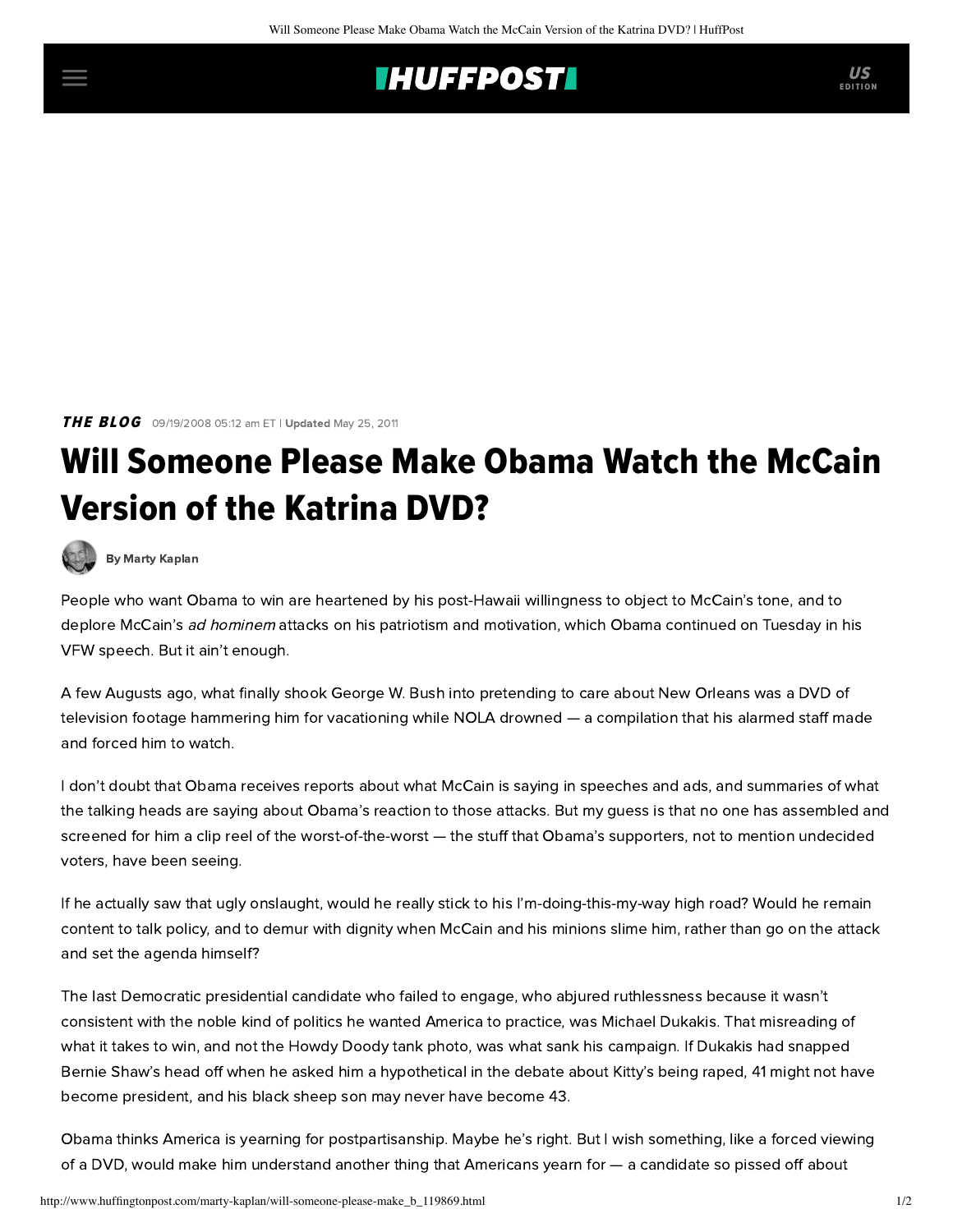**THE BLOG** 09/19/2008 05:12 am ET | **Updated** May 25, 2011

# Will Someone Please Make Obama Watch the McCain Version of the Katrina DVD?

**By Marty Kaplan**

People who want Obama to win are heartened by his post-Hawaii willingness to object to McCain's tone, and to deplore McCain's *ad hominem* attacks on his patriotism and motivation, which Obama continued on Tuesday in his VFW speech. But it ain't enough.

A few Augusts ago, what finally shook George W. Bush into pretending to care about New Orleans was a DVD of television footage hammering him for vacationing while NOLA drowned — a compilation that his alarmed staff made and forced him to watch.

I don't doubt that Obama receives reports about what McCain is saying in speeches and ads, and summaries of what the talking heads are saying about Obama's reaction to those attacks. But my guess is that no one has assembled and screened for him a clip reel of the worst-of-the-worst — the stuff that Obama's supporters, not to mention undecided voters, have been seeing.

If he actually saw that ugly onslaught, would he really stick to his I'm-doing-this-my-way high road? Would he remain content to talk policy, and to demur with dignity when McCain and his minions slime him, rather than go on the attack and set the agenda himself?

The last Democratic presidential candidate who failed to engage, who abjured ruthlessness because it wasn't consistent with the noble kind of politics he wanted America to practice, was Michael Dukakis. That misreading of what it takes to win, and not the Howdy Doody tank photo, was what sank his campaign. If Dukakis had snapped Bernie Shaw's head off when he asked him a hypothetical in the debate about Kitty's being raped, 41 might not have become president, and his black sheep son may never have become 43.

Obama thinks America is yearning for postpartisanship. Maybe he's right. But I wish something, like a forced viewing of a DVD, would make him understand another thing that Americans yearn for — a candidate so pissed off about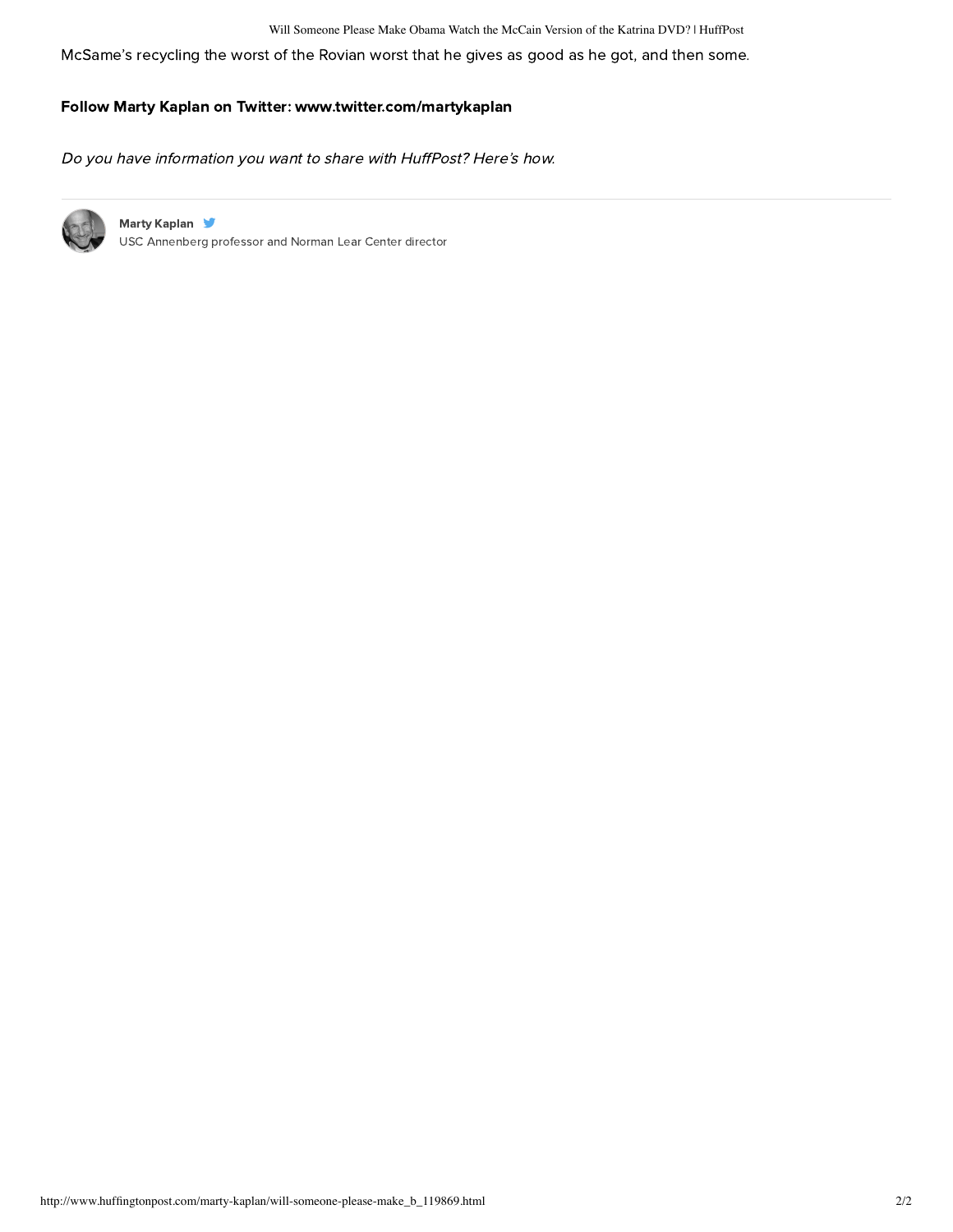McSame's recycling the worst of the Rovian worst that he gives as good as he got, and then some.

**Follow Marty Kaplan on Twitter: www.twitter.com/martykaplan**

*Do you have information you want to share with HuffPost? Here's how.*

---

**Marty Kaplan**

USC Annenberg professor and Norman Lear Center director